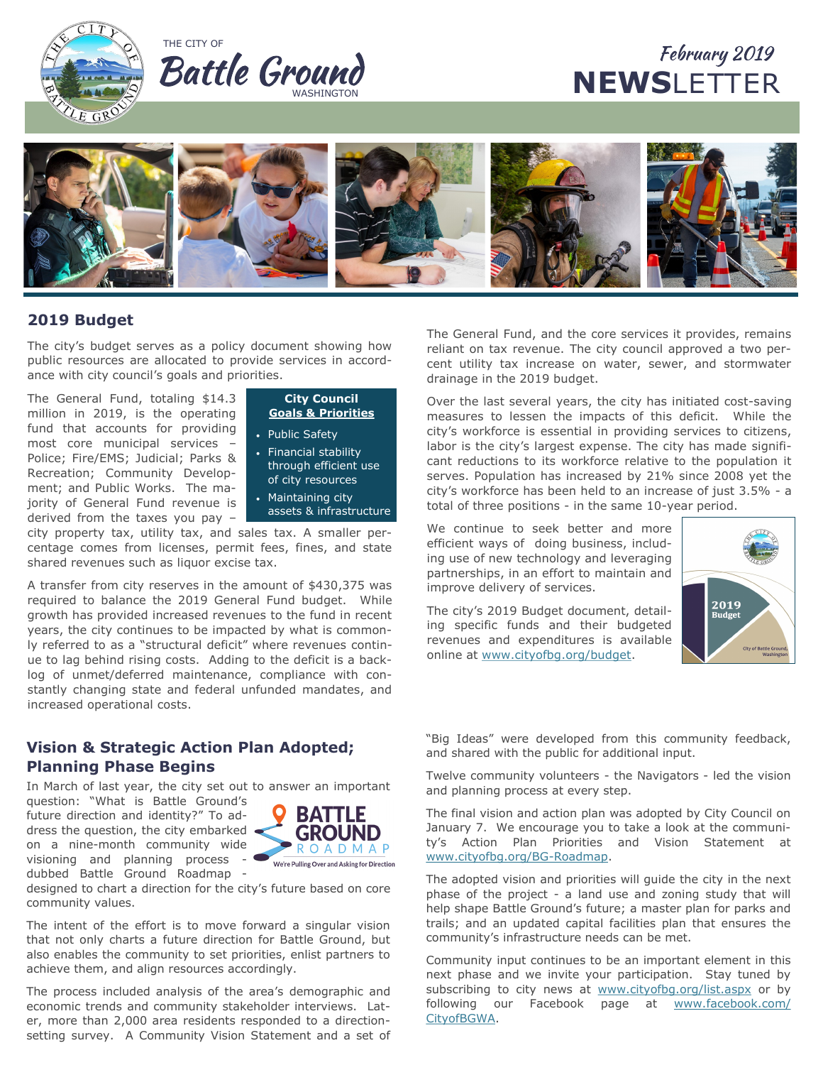THE CITY OF **Battle Ground** WASHINGTON

February 2019 **NEWS**LETTER

## 2019 Budget

The city's budget serves as a policy document showing how public resources are allocated to provide services in accordance with city council's goals and priorities.

**City Council Goals & Priorities**

- Public Safety
- Financial stability through efficient use of city resources
- Maintaining city assets & infrastructure

The General Fund, totaling $14.3 million in 2019, is the operating fund that accounts for providing most core municipal services – Police; Fire/EMS; Judicial; Parks & Recreation; Community Development; and Public Works. The majority of General Fund revenue is derived from the taxes you pay – city property tax, utility tax, and sales tax. A smaller percentage comes from licenses, permit fees, fines, and state shared revenues such as liquor excise tax.

A transfer from city reserves in the amount of $430,375 was required to balance the 2019 General Fund budget. While growth has provided increased revenues to the fund in recent years, the city continues to be impacted by what is commonly referred to as a "structural deficit" where revenues continue to lag behind rising costs. Adding to the deficit is a backlog of unmet/deferred maintenance, compliance with constantly changing state and federal unfunded mandates, and increased operational costs.

The General Fund, and the core services it provides, remains reliant on tax revenue. The city council approved a two percent utility tax increase on water, sewer, and stormwater drainage in the 2019 budget.

Over the last several years, the city has initiated cost-saving measures to lessen the impacts of this deficit. While the city's workforce is essential in providing services to citizens, labor is the city's largest expense. The city has made significant reductions to its workforce relative to the population it serves. Population has increased by 21% since 2008 yet the city's workforce has been held to an increase of just 3.5% - a total of three positions - in the same 10-year period.

We continue to seek better and more efficient ways of doing business, including use of new technology and leveraging partnerships, in an effort to maintain and improve delivery of services.

The city's 2019 Budget document, detailing specific funds and their budgeted revenues and expenditures is available online at www.cityofbg.org/budget.

## Vision & Strategic Action Plan Adopted; Planning Phase Begins

In March of last year, the city set out to answer an important question: "What is Battle Ground's future direction and identity?" To address the question, the city embarked on a nine-month community wide visioning and planning process - dubbed Battle Ground Roadmap - designed to chart a direction for the city's future based on core community values.

BATTLE GROUND ROADMAP — We're Pulling Over and Asking for Direction

The intent of the effort is to move forward a singular vision that not only charts a future direction for Battle Ground, but also enables the community to set priorities, enlist partners to achieve them, and align resources accordingly.

The process included analysis of the area's demographic and economic trends and community stakeholder interviews. Later, more than 2,000 area residents responded to a direction-setting survey. A Community Vision Statement and a set of "Big Ideas" were developed from this community feedback, and shared with the public for additional input.

Twelve community volunteers - the Navigators - led the vision and planning process at every step.

The final vision and action plan was adopted by City Council on January 7. We encourage you to take a look at the community's Action Plan Priorities and Vision Statement at www.cityofbg.org/BG-Roadmap.

The adopted vision and priorities will guide the city in the next phase of the project - a land use and zoning study that will help shape Battle Ground's future; a master plan for parks and trails; and an updated capital facilities plan that ensures the community's infrastructure needs can be met.

Community input continues to be an important element in this next phase and we invite your participation. Stay tuned by subscribing to city news at www.cityofbg.org/list.aspx or by following our Facebook page at www.facebook.com/CityofBGWA.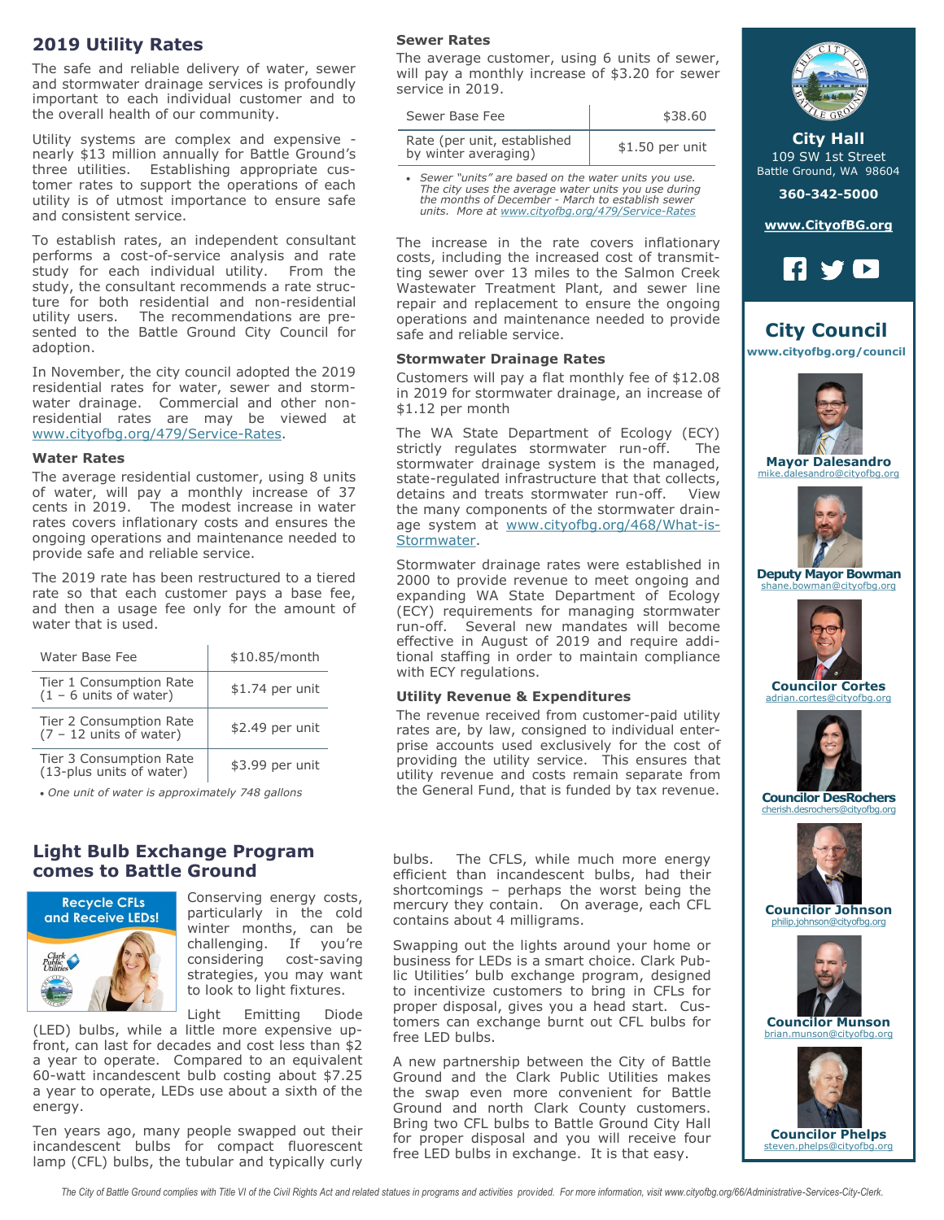## 2019 Utility Rates

The safe and reliable delivery of water, sewer and stormwater drainage services is profoundly important to each individual customer and to the overall health of our community.

Utility systems are complex and expensive - nearly $13 million annually for Battle Ground's three utilities. Establishing appropriate customer rates to support the operations of each utility is of utmost importance to ensure safe and consistent service.

To establish rates, an independent consultant performs a cost-of-service analysis and rate study for each individual utility. From the study, the consultant recommends a rate structure for both residential and non-residential utility users. The recommendations are presented to the Battle Ground City Council for adoption.

In November, the city council adopted the 2019 residential rates for water, sewer and stormwater drainage. Commercial and other non-residential rates are may be viewed at www.cityofbg.org/479/Service-Rates.

### Water Rates

The average residential customer, using 8 units of water, will pay a monthly increase of 37 cents in 2019. The modest increase in water rates covers inflationary costs and ensures the ongoing operations and maintenance needed to provide safe and reliable service.

The 2019 rate has been restructured to a tiered rate so that each customer pays a base fee, and then a usage fee only for the amount of water that is used.

| | |
|---|---|
| Water Base Fee | $10.85/month |
| Tier 1 Consumption Rate (1 – 6 units of water) | $1.74 per unit |
| Tier 2 Consumption Rate (7 – 12 units of water) | $2.49 per unit |
| Tier 3 Consumption Rate (13-plus units of water) | $3.99 per unit |

- *One unit of water is approximately 748 gallons*

### Sewer Rates

The average customer, using 6 units of sewer, will pay a monthly increase of $3.20 for sewer service in 2019.

| | |
|---|---|
| Sewer Base Fee | $38.60 |
| Rate (per unit, established by winter averaging) | $1.50 per unit |

- *Sewer "units" are based on the water units you use. The city uses the average water units you use during the months of December - March to establish sewer units. More at www.cityofbg.org/479/Service-Rates*

The increase in the rate covers inflationary costs, including the increased cost of transmitting sewer over 13 miles to the Salmon Creek Wastewater Treatment Plant, and sewer line repair and replacement to ensure the ongoing operations and maintenance needed to provide safe and reliable service.

### Stormwater Drainage Rates

Customers will pay a flat monthly fee of $12.08 in 2019 for stormwater drainage, an increase of $1.12 per month

The WA State Department of Ecology (ECY) strictly regulates stormwater run-off. The stormwater drainage system is the managed, state-regulated infrastructure that that collects, detains and treats stormwater run-off. View the many components of the stormwater drainage system at www.cityofbg.org/468/What-is-Stormwater.

Stormwater drainage rates were established in 2000 to provide revenue to meet ongoing and expanding WA State Department of Ecology (ECY) requirements for managing stormwater run-off. Several new mandates will become effective in August of 2019 and require additional staffing in order to maintain compliance with ECY regulations.

### Utility Revenue & Expenditures

The revenue received from customer-paid utility rates are, by law, consigned to individual enterprise accounts used exclusively for the cost of providing the utility service. This ensures that utility revenue and costs remain separate from the General Fund, that is funded by tax revenue.

## Light Bulb Exchange Program comes to Battle Ground

Recycle CFLs and Receive LEDs!

Conserving energy costs, particularly in the cold winter months, can be challenging. If you're considering cost-saving strategies, you may want to look to light fixtures.

Light Emitting Diode (LED) bulbs, while a little more expensive upfront, can last for decades and cost less than $2 a year to operate. Compared to an equivalent 60-watt incandescent bulb costing about $7.25 a year to operate, LEDs use about a sixth of the energy.

Ten years ago, many people swapped out their incandescent bulbs for compact fluorescent lamp (CFL) bulbs, the tubular and typically curly bulbs. The CFLS, while much more energy efficient than incandescent bulbs, had their shortcomings – perhaps the worst being the mercury they contain. On average, each CFL contains about 4 milligrams.

Swapping out the lights around your home or business for LEDs is a smart choice. Clark Public Utilities' bulb exchange program, designed to incentivize customers to bring in CFLs for proper disposal, gives you a head start. Customers can exchange burnt out CFL bulbs for free LED bulbs.

A new partnership between the City of Battle Ground and the Clark Public Utilities makes the swap even more convenient for Battle Ground and north Clark County customers. Bring two CFL bulbs to Battle Ground City Hall for proper disposal and you will receive four free LED bulbs in exchange. It is that easy.

**City Hall**
109 SW 1st Street
Battle Ground, WA 98604
**360-342-5000**
**www.CityofBG.org**

## City Council

www.cityofbg.org/council

**Mayor Dalesandro**
mike.dalesandro@cityofbg.org

**Deputy Mayor Bowman**
shane.bowman@cityofbg.org

**Councilor Cortes**
adrian.cortes@cityofbg.org

**Councilor DesRochers**
cherish.desrochers@cityofbg.org

**Councilor Johnson**
philip.johnson@cityofbg.org

**Councilor Munson**
brian.munson@cityofbg.org

**Councilor Phelps**
steven.phelps@cityofbg.org

*The City of Battle Ground complies with Title VI of the Civil Rights Act and related statues in programs and activities provided. For more information, visit www.cityofbg.org/66/Administrative-Services-City-Clerk.*